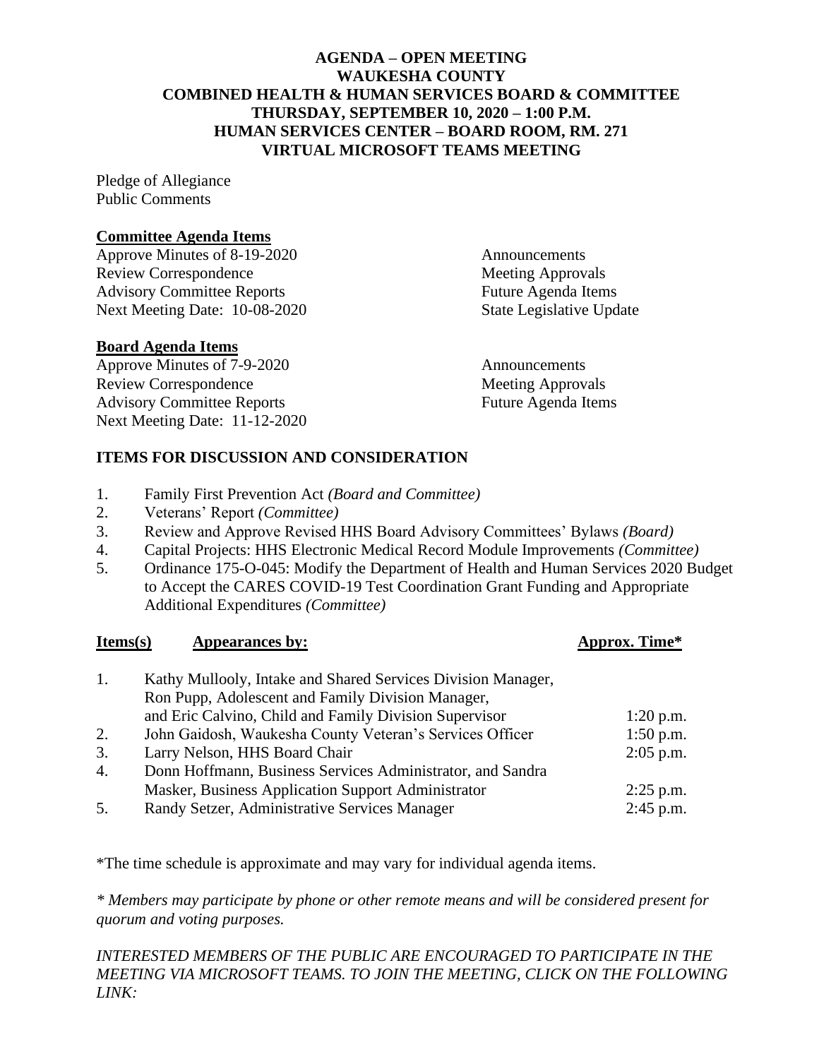# AGENDA – OPEN MEETING
# WAUKESHA COUNTY
# COMBINED HEALTH & HUMAN SERVICES BOARD & COMMITTEE
# THURSDAY, SEPTEMBER 10, 2020 – 1:00 P.M.
# HUMAN SERVICES CENTER – BOARD ROOM, RM. 271
# VIRTUAL MICROSOFT TEAMS MEETING

Pledge of Allegiance
Public Comments

**Committee Agenda Items**

Approve Minutes of 8-19-2020
Review Correspondence
Advisory Committee Reports
Next Meeting Date: 10-08-2020
Announcements
Meeting Approvals
Future Agenda Items
State Legislative Update

**Board Agenda Items**

Approve Minutes of 7-9-2020
Review Correspondence
Advisory Committee Reports
Next Meeting Date: 11-12-2020
Announcements
Meeting Approvals
Future Agenda Items

## ITEMS FOR DISCUSSION AND CONSIDERATION

1. Family First Prevention Act *(Board and Committee)*
2. Veterans' Report *(Committee)*
3. Review and Approve Revised HHS Board Advisory Committees' Bylaws *(Board)*
4. Capital Projects: HHS Electronic Medical Record Module Improvements *(Committee)*
5. Ordinance 175-O-045: Modify the Department of Health and Human Services 2020 Budget to Accept the CARES COVID-19 Test Coordination Grant Funding and Appropriate Additional Expenditures *(Committee)*

| Items(s) | Appearances by: | Approx. Time* |
|---|---|---|
| 1. | Kathy Mullooly, Intake and Shared Services Division Manager, Ron Pupp, Adolescent and Family Division Manager, and Eric Calvino, Child and Family Division Supervisor | 1:20 p.m. |
| 2. | John Gaidosh, Waukesha County Veteran's Services Officer | 1:50 p.m. |
| 3. | Larry Nelson, HHS Board Chair | 2:05 p.m. |
| 4. | Donn Hoffmann, Business Services Administrator, and Sandra Masker, Business Application Support Administrator | 2:25 p.m. |
| 5. | Randy Setzer, Administrative Services Manager | 2:45 p.m. |

*The time schedule is approximate and may vary for individual agenda items.

*\* Members may participate by phone or other remote means and will be considered present for quorum and voting purposes.*

*INTERESTED MEMBERS OF THE PUBLIC ARE ENCOURAGED TO PARTICIPATE IN THE MEETING VIA MICROSOFT TEAMS. TO JOIN THE MEETING, CLICK ON THE FOLLOWING LINK:*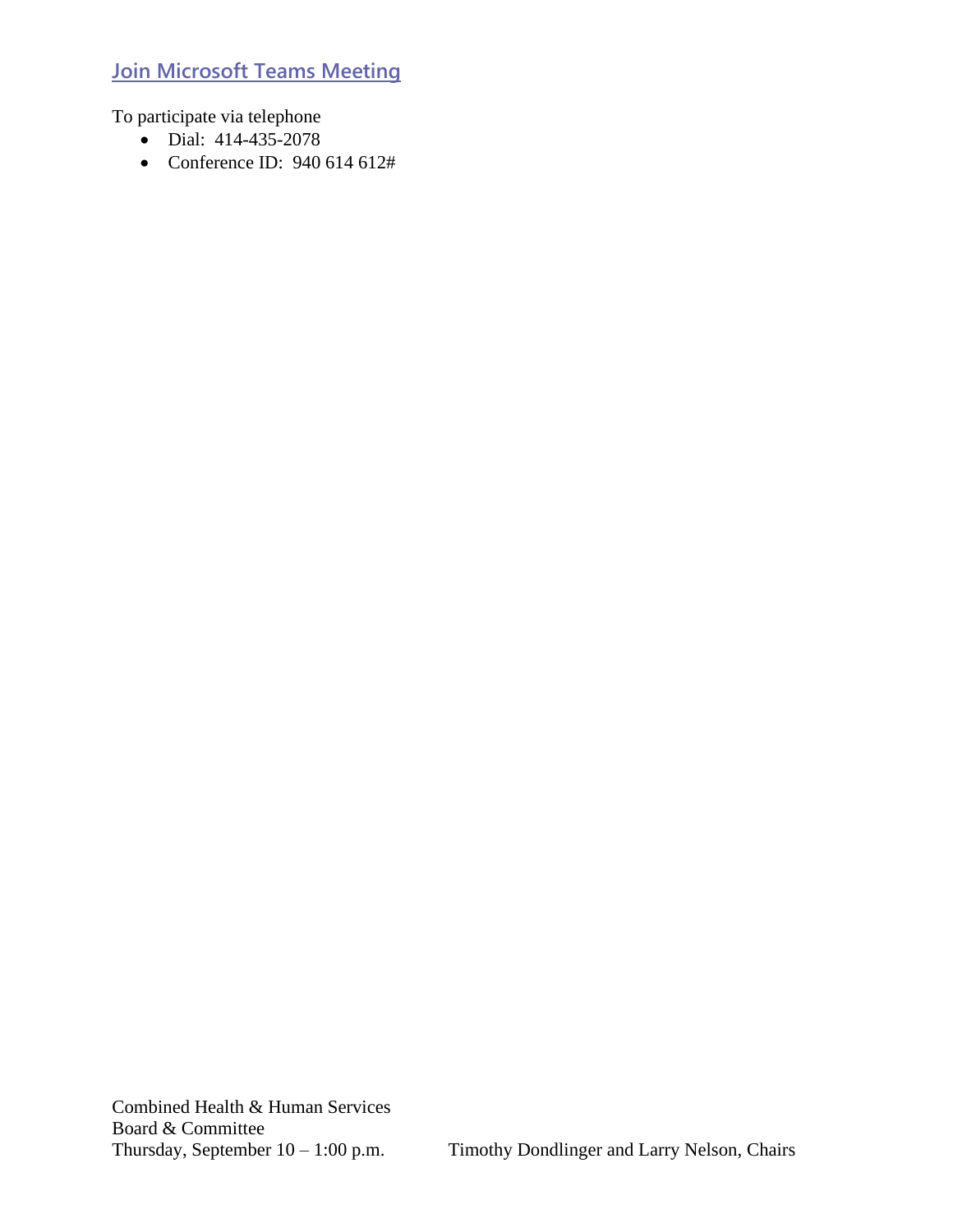Join Microsoft Teams Meeting

To participate via telephone

- Dial:  414-435-2078
- Conference ID:  940 614 612#